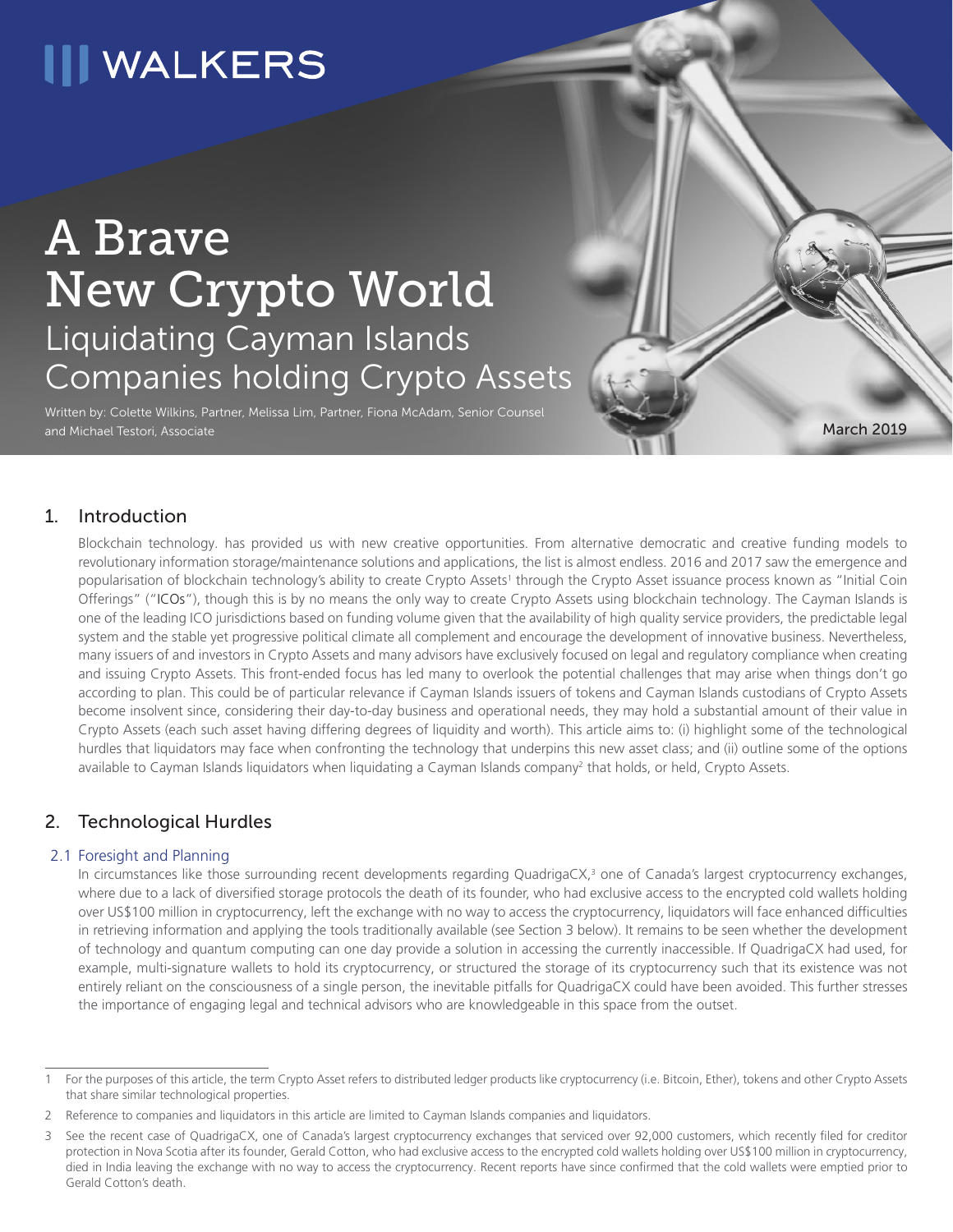WALKERS

# A Brave New Crypto World

## Liquidating Cayman Islands Companies holding Crypto Assets

Written by: Colette Wilkins, Partner, Melissa Lim, Partner, Fiona McAdam, Senior Counsel and Michael Testori, Associate

March 2019

## 1. Introduction

Blockchain technology. has provided us with new creative opportunities. From alternative democratic and creative funding models to revolutionary information storage/maintenance solutions and applications, the list is almost endless. 2016 and 2017 saw the emergence and popularisation of blockchain technology's ability to create Crypto Assets[1] through the Crypto Asset issuance process known as "Initial Coin Offerings" ("ICOs"), though this is by no means the only way to create Crypto Assets using blockchain technology. The Cayman Islands is one of the leading ICO jurisdictions based on funding volume given that the availability of high quality service providers, the predictable legal system and the stable yet progressive political climate all complement and encourage the development of innovative business. Nevertheless, many issuers of and investors in Crypto Assets and many advisors have exclusively focused on legal and regulatory compliance when creating and issuing Crypto Assets. This front-ended focus has led many to overlook the potential challenges that may arise when things don't go according to plan. This could be of particular relevance if Cayman Islands issuers of tokens and Cayman Islands custodians of Crypto Assets become insolvent since, considering their day-to-day business and operational needs, they may hold a substantial amount of their value in Crypto Assets (each such asset having differing degrees of liquidity and worth). This article aims to: (i) highlight some of the technological hurdles that liquidators may face when confronting the technology that underpins this new asset class; and (ii) outline some of the options available to Cayman Islands liquidators when liquidating a Cayman Islands company[2] that holds, or held, Crypto Assets.

## 2. Technological Hurdles

### 2.1 Foresight and Planning

In circumstances like those surrounding recent developments regarding QuadrigaCX,[3] one of Canada's largest cryptocurrency exchanges, where due to a lack of diversified storage protocols the death of its founder, who had exclusive access to the encrypted cold wallets holding over US$100 million in cryptocurrency, left the exchange with no way to access the cryptocurrency, liquidators will face enhanced difficulties in retrieving information and applying the tools traditionally available (see Section 3 below). It remains to be seen whether the development of technology and quantum computing can one day provide a solution in accessing the currently inaccessible. If QuadrigaCX had used, for example, multi-signature wallets to hold its cryptocurrency, or structured the storage of its cryptocurrency such that its existence was not entirely reliant on the consciousness of a single person, the inevitable pitfalls for QuadrigaCX could have been avoided. This further stresses the importance of engaging legal and technical advisors who are knowledgeable in this space from the outset.

---

1 For the purposes of this article, the term Crypto Asset refers to distributed ledger products like cryptocurrency (i.e. Bitcoin, Ether), tokens and other Crypto Assets that share similar technological properties.

2 Reference to companies and liquidators in this article are limited to Cayman Islands companies and liquidators.

3 See the recent case of QuadrigaCX, one of Canada's largest cryptocurrency exchanges that serviced over 92,000 customers, which recently filed for creditor protection in Nova Scotia after its founder, Gerald Cotton, who had exclusive access to the encrypted cold wallets holding over US$100 million in cryptocurrency, died in India leaving the exchange with no way to access the cryptocurrency. Recent reports have since confirmed that the cold wallets were emptied prior to Gerald Cotton's death.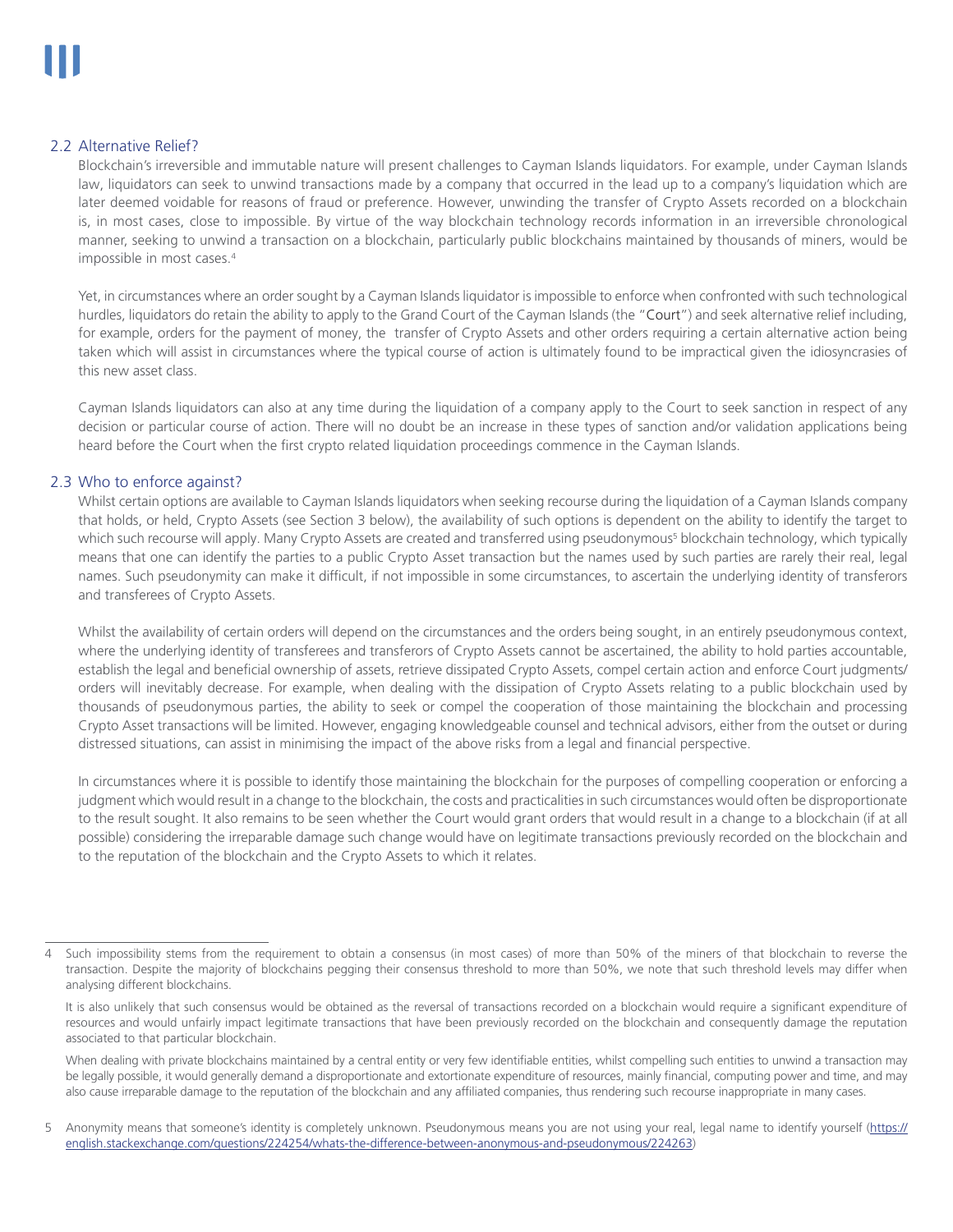### 2.2 Alternative Relief?

Blockchain's irreversible and immutable nature will present challenges to Cayman Islands liquidators. For example, under Cayman Islands law, liquidators can seek to unwind transactions made by a company that occurred in the lead up to a company's liquidation which are later deemed voidable for reasons of fraud or preference. However, unwinding the transfer of Crypto Assets recorded on a blockchain is, in most cases, close to impossible. By virtue of the way blockchain technology records information in an irreversible chronological manner, seeking to unwind a transaction on a blockchain, particularly public blockchains maintained by thousands of miners, would be impossible in most cases.[4]

Yet, in circumstances where an order sought by a Cayman Islands liquidator is impossible to enforce when confronted with such technological hurdles, liquidators do retain the ability to apply to the Grand Court of the Cayman Islands (the "Court") and seek alternative relief including, for example, orders for the payment of money, the transfer of Crypto Assets and other orders requiring a certain alternative action being taken which will assist in circumstances where the typical course of action is ultimately found to be impractical given the idiosyncracies of this new asset class.

Cayman Islands liquidators can also at any time during the liquidation of a company apply to the Court to seek sanction in respect of any decision or particular course of action. There will no doubt be an increase in these types of sanction and/or validation applications being heard before the Court when the first crypto related liquidation proceedings commence in the Cayman Islands.

### 2.3 Who to enforce against?

Whilst certain options are available to Cayman Islands liquidators when seeking recourse during the liquidation of a Cayman Islands company that holds, or held, Crypto Assets (see Section 3 below), the availability of such options is dependent on the ability to identify the target to which such recourse will apply. Many Crypto Assets are created and transferred using pseudonymous[5] blockchain technology, which typically means that one can identify the parties to a public Crypto Asset transaction but the names used by such parties are rarely their real, legal names. Such pseudonymity can make it difficult, if not impossible in some circumstances, to ascertain the underlying identity of transferors and transferees of Crypto Assets.

Whilst the availability of certain orders will depend on the circumstances and the orders being sought, in an entirely pseudonymous context, where the underlying identity of transferees and transferors of Crypto Assets cannot be ascertained, the ability to hold parties accountable, establish the legal and beneficial ownership of assets, retrieve dissipated Crypto Assets, compel certain action and enforce Court judgments/orders will inevitably decrease. For example, when dealing with the dissipation of Crypto Assets relating to a public blockchain used by thousands of pseudonymous parties, the ability to seek or compel the cooperation of those maintaining the blockchain and processing Crypto Asset transactions will be limited. However, engaging knowledgeable counsel and technical advisors, either from the outset or during distressed situations, can assist in minimising the impact of the above risks from a legal and financial perspective.

In circumstances where it is possible to identify those maintaining the blockchain for the purposes of compelling cooperation or enforcing a judgment which would result in a change to the blockchain, the costs and practicalities in such circumstances would often be disproportionate to the result sought. It also remains to be seen whether the Court would grant orders that would result in a change to a blockchain (if at all possible) considering the irreparable damage such change would have on legitimate transactions previously recorded on the blockchain and to the reputation of the blockchain and the Crypto Assets to which it relates.

---

4 Such impossibility stems from the requirement to obtain a consensus (in most cases) of more than 50% of the miners of that blockchain to reverse the transaction. Despite the majority of blockchains pegging their consensus threshold to more than 50%, we note that such threshold levels may differ when analysing different blockchains.

It is also unlikely that such consensus would be obtained as the reversal of transactions recorded on a blockchain would require a significant expenditure of resources and would unfairly impact legitimate transactions that have been previously recorded on the blockchain and consequently damage the reputation associated to that particular blockchain.

When dealing with private blockchains maintained by a central entity or very few identifiable entities, whilst compelling such entities to unwind a transaction may be legally possible, it would generally demand a disproportionate and extortionate expenditure of resources, mainly financial, computing power and time, and may also cause irreparable damage to the reputation of the blockchain and any affiliated companies, thus rendering such recourse inappropriate in many cases.

5 Anonymity means that someone's identity is completely unknown. Pseudonymous means you are not using your real, legal name to identify yourself (https://english.stackexchange.com/questions/224254/whats-the-difference-between-anonymous-and-pseudonymous/224263)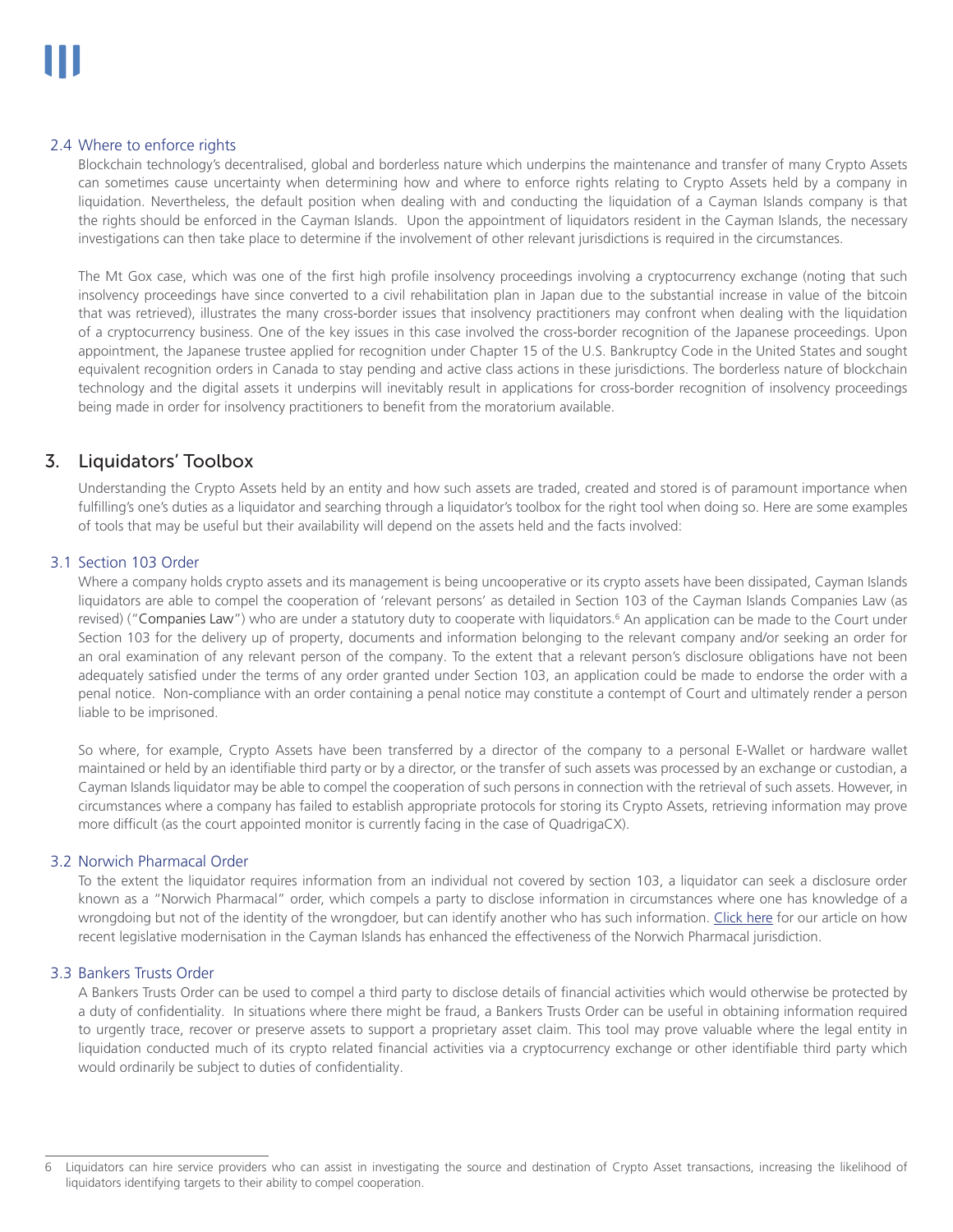### 2.4 Where to enforce rights

Blockchain technology's decentralised, global and borderless nature which underpins the maintenance and transfer of many Crypto Assets can sometimes cause uncertainty when determining how and where to enforce rights relating to Crypto Assets held by a company in liquidation. Nevertheless, the default position when dealing with and conducting the liquidation of a Cayman Islands company is that the rights should be enforced in the Cayman Islands. Upon the appointment of liquidators resident in the Cayman Islands, the necessary investigations can then take place to determine if the involvement of other relevant jurisdictions is required in the circumstances.

The Mt Gox case, which was one of the first high profile insolvency proceedings involving a cryptocurrency exchange (noting that such insolvency proceedings have since converted to a civil rehabilitation plan in Japan due to the substantial increase in value of the bitcoin that was retrieved), illustrates the many cross-border issues that insolvency practitioners may confront when dealing with the liquidation of a cryptocurrency business. One of the key issues in this case involved the cross-border recognition of the Japanese proceedings. Upon appointment, the Japanese trustee applied for recognition under Chapter 15 of the U.S. Bankruptcy Code in the United States and sought equivalent recognition orders in Canada to stay pending and active class actions in these jurisdictions. The borderless nature of blockchain technology and the digital assets it underpins will inevitably result in applications for cross-border recognition of insolvency proceedings being made in order for insolvency practitioners to benefit from the moratorium available.

## 3. Liquidators' Toolbox

Understanding the Crypto Assets held by an entity and how such assets are traded, created and stored is of paramount importance when fulfilling's one's duties as a liquidator and searching through a liquidator's toolbox for the right tool when doing so. Here are some examples of tools that may be useful but their availability will depend on the assets held and the facts involved:

### 3.1 Section 103 Order

Where a company holds crypto assets and its management is being uncooperative or its crypto assets have been dissipated, Cayman Islands liquidators are able to compel the cooperation of 'relevant persons' as detailed in Section 103 of the Cayman Islands Companies Law (as revised) ("Companies Law") who are under a statutory duty to cooperate with liquidators.[6] An application can be made to the Court under Section 103 for the delivery up of property, documents and information belonging to the relevant company and/or seeking an order for an oral examination of any relevant person of the company. To the extent that a relevant person's disclosure obligations have not been adequately satisfied under the terms of any order granted under Section 103, an application could be made to endorse the order with a penal notice. Non-compliance with an order containing a penal notice may constitute a contempt of Court and ultimately render a person liable to be imprisoned.

So where, for example, Crypto Assets have been transferred by a director of the company to a personal E-Wallet or hardware wallet maintained or held by an identifiable third party or by a director, or the transfer of such assets was processed by an exchange or custodian, a Cayman Islands liquidator may be able to compel the cooperation of such persons in connection with the retrieval of such assets. However, in circumstances where a company has failed to establish appropriate protocols for storing its Crypto Assets, retrieving information may prove more difficult (as the court appointed monitor is currently facing in the case of QuadrigaCX).

### 3.2 Norwich Pharmacal Order

To the extent the liquidator requires information from an individual not covered by section 103, a liquidator can seek a disclosure order known as a "Norwich Pharmacal" order, which compels a party to disclose information in circumstances where one has knowledge of a wrongdoing but not of the identity of the wrongdoer, but can identify another who has such information. Click here for our article on how recent legislative modernisation in the Cayman Islands has enhanced the effectiveness of the Norwich Pharmacal jurisdiction.

### 3.3 Bankers Trusts Order

A Bankers Trusts Order can be used to compel a third party to disclose details of financial activities which would otherwise be protected by a duty of confidentiality. In situations where there might be fraud, a Bankers Trusts Order can be useful in obtaining information required to urgently trace, recover or preserve assets to support a proprietary asset claim. This tool may prove valuable where the legal entity in liquidation conducted much of its crypto related financial activities via a cryptocurrency exchange or other identifiable third party which would ordinarily be subject to duties of confidentiality.

---

[6] Liquidators can hire service providers who can assist in investigating the source and destination of Crypto Asset transactions, increasing the likelihood of liquidators identifying targets to their ability to compel cooperation.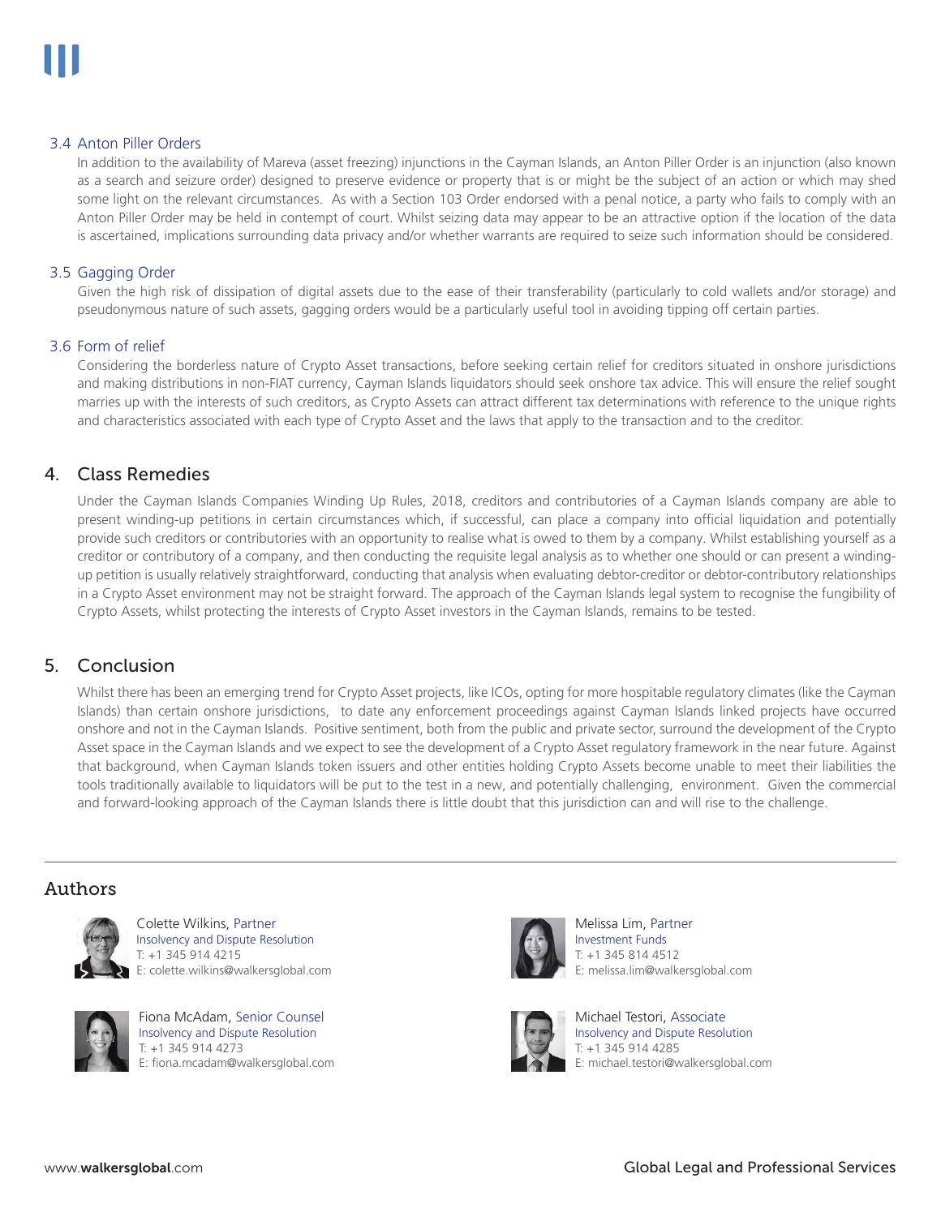### 3.4 Anton Piller Orders

In addition to the availability of Mareva (asset freezing) injunctions in the Cayman Islands, an Anton Piller Order is an injunction (also known as a search and seizure order) designed to preserve evidence or property that is or might be the subject of an action or which may shed some light on the relevant circumstances. As with a Section 103 Order endorsed with a penal notice, a party who fails to comply with an Anton Piller Order may be held in contempt of court. Whilst seizing data may appear to be an attractive option if the location of the data is ascertained, implications surrounding data privacy and/or whether warrants are required to seize such information should be considered.

### 3.5 Gagging Order

Given the high risk of dissipation of digital assets due to the ease of their transferability (particularly to cold wallets and/or storage) and pseudonymous nature of such assets, gagging orders would be a particularly useful tool in avoiding tipping off certain parties.

### 3.6 Form of relief

Considering the borderless nature of Crypto Asset transactions, before seeking certain relief for creditors situated in onshore jurisdictions and making distributions in non-FIAT currency, Cayman Islands liquidators should seek onshore tax advice. This will ensure the relief sought marries up with the interests of such creditors, as Crypto Assets can attract different tax determinations with reference to the unique rights and characteristics associated with each type of Crypto Asset and the laws that apply to the transaction and to the creditor.

## 4. Class Remedies

Under the Cayman Islands Companies Winding Up Rules, 2018, creditors and contributories of a Cayman Islands company are able to present winding-up petitions in certain circumstances which, if successful, can place a company into official liquidation and potentially provide such creditors or contributories with an opportunity to realise what is owed to them by a company. Whilst establishing yourself as a creditor or contributory of a company, and then conducting the requisite legal analysis as to whether one should or can present a winding-up petition is usually relatively straightforward, conducting that analysis when evaluating debtor-creditor or debtor-contributory relationships in a Crypto Asset environment may not be straight forward. The approach of the Cayman Islands legal system to recognise the fungibility of Crypto Assets, whilst protecting the interests of Crypto Asset investors in the Cayman Islands, remains to be tested.

## 5. Conclusion

Whilst there has been an emerging trend for Crypto Asset projects, like ICOs, opting for more hospitable regulatory climates (like the Cayman Islands) than certain onshore jurisdictions, to date any enforcement proceedings against Cayman Islands linked projects have occurred onshore and not in the Cayman Islands. Positive sentiment, both from the public and private sector, surround the development of the Crypto Asset space in the Cayman Islands and we expect to see the development of a Crypto Asset regulatory framework in the near future. Against that background, when Cayman Islands token issuers and other entities holding Crypto Assets become unable to meet their liabilities the tools traditionally available to liquidators will be put to the test in a new, and potentially challenging, environment. Given the commercial and forward-looking approach of the Cayman Islands there is little doubt that this jurisdiction can and will rise to the challenge.

## Authors

Colette Wilkins, Partner
Insolvency and Dispute Resolution
T: +1 345 914 4215
E: colette.wilkins@walkersglobal.com

Fiona McAdam, Senior Counsel
Insolvency and Dispute Resolution
T: +1 345 914 4273
E: fiona.mcadam@walkersglobal.com

Melissa Lim, Partner
Investment Funds
T: +1 345 814 4512
E: melissa.lim@walkersglobal.com

Michael Testori, Associate
Insolvency and Dispute Resolution
T: +1 345 914 4285
E: michael.testori@walkersglobal.com